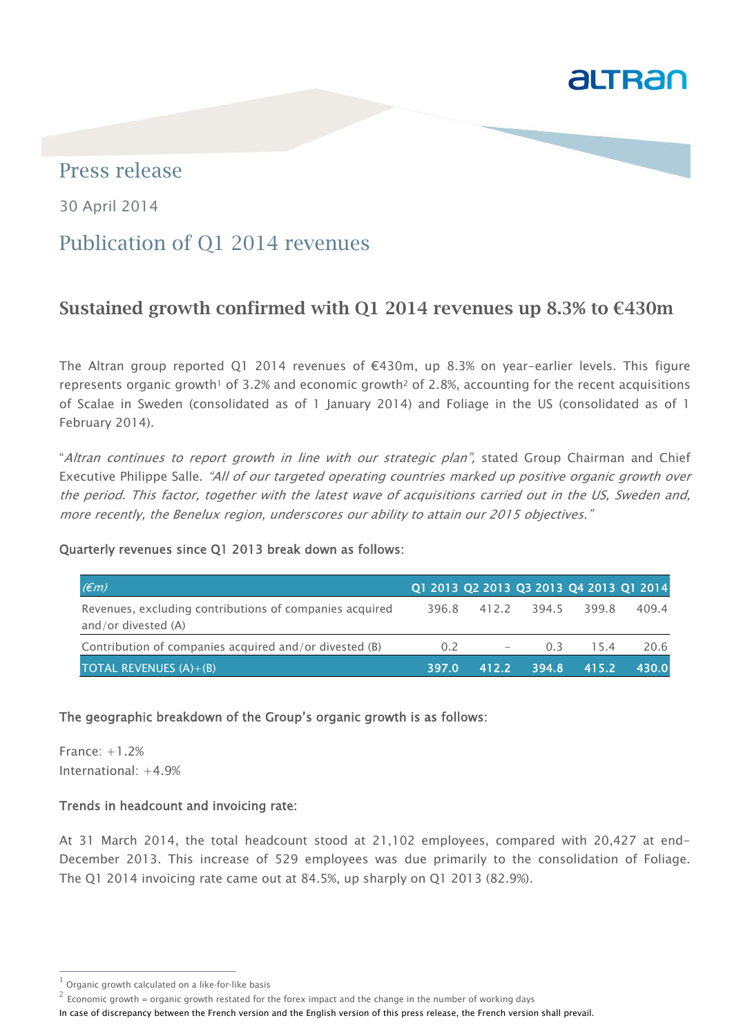# Press release

30 April 2014

## Publication of Q1 2014 revenues

### Sustained growth confirmed with Q1 2014 revenues up 8.3% to €430m

The Altran group reported Q1 2014 revenues of €430m, up 8.3% on year-earlier levels. This figure represents organic growth[1] of 3.2% and economic growth[2] of 2.8%, accounting for the recent acquisitions of Scalae in Sweden (consolidated as of 1 January 2014) and Foliage in the US (consolidated as of 1 February 2014).

"*Altran continues to report growth in line with our strategic plan*", stated Group Chairman and Chief Executive Philippe Salle. *"All of our targeted operating countries marked up positive organic growth over the period. This factor, together with the latest wave of acquisitions carried out in the US, Sweden and, more recently, the Benelux region, underscores our ability to attain our 2015 objectives."*

**Quarterly revenues since Q1 2013 break down as follows:**

| *(€m)* | Q1 2013 | Q2 2013 | Q3 2013 | Q4 2013 | Q1 2014 |
|---|---|---|---|---|---|
| Revenues, excluding contributions of companies acquired and/or divested (A) | 396.8 | 412.2 | 394.5 | 399.8 | 409.4 |
| Contribution of companies acquired and/or divested (B) | 0.2 | - | 0.3 | 15.4 | 20.6 |
| **TOTAL REVENUES (A)+(B)** | **397.0** | **412.2** | **394.8** | **415.2** | **430.0** |

**The geographic breakdown of the Group's organic growth is as follows:**

France: +1.2%
International: +4.9%

**Trends in headcount and invoicing rate:**

At 31 March 2014, the total headcount stood at 21,102 employees, compared with 20,427 at end-December 2013. This increase of 529 employees was due primarily to the consolidation of Foliage. The Q1 2014 invoicing rate came out at 84.5%, up sharply on Q1 2013 (82.9%).

---

[1] Organic growth calculated on a like-for-like basis

[2] Economic growth = organic growth restated for the forex impact and the change in the number of working days

In case of discrepancy between the French version and the English version of this press release, the French version shall prevail.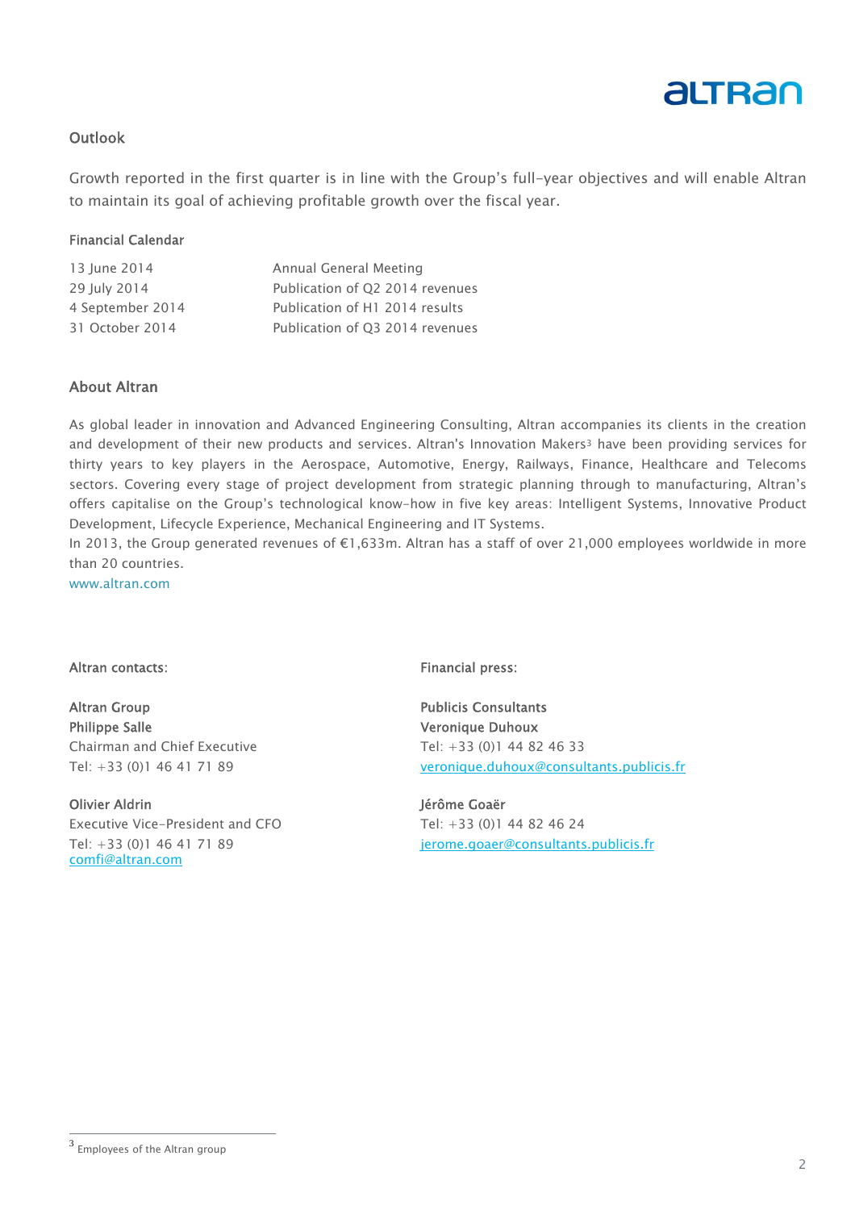## Outlook

Growth reported in the first quarter is in line with the Group's full-year objectives and will enable Altran to maintain its goal of achieving profitable growth over the fiscal year.

### Financial Calendar

| | |
|---|---|
| 13 June 2014 | Annual General Meeting |
| 29 July 2014 | Publication of Q2 2014 revenues |
| 4 September 2014 | Publication of H1 2014 results |
| 31 October 2014 | Publication of Q3 2014 revenues |

## About Altran

As global leader in innovation and Advanced Engineering Consulting, Altran accompanies its clients in the creation and development of their new products and services. Altran's Innovation Makers[3] have been providing services for thirty years to key players in the Aerospace, Automotive, Energy, Railways, Finance, Healthcare and Telecoms sectors. Covering every stage of project development from strategic planning through to manufacturing, Altran's offers capitalise on the Group's technological know-how in five key areas: Intelligent Systems, Innovative Product Development, Lifecycle Experience, Mechanical Engineering and IT Systems.

In 2013, the Group generated revenues of €1,633m. Altran has a staff of over 21,000 employees worldwide in more than 20 countries.

www.altran.com

**Altran contacts:**

**Altran Group**
**Philippe Salle**
Chairman and Chief Executive
Tel: +33 (0)1 46 41 71 89

**Olivier Aldrin**
Executive Vice-President and CFO
Tel: +33 (0)1 46 41 71 89
comfi@altran.com

**Financial press:**

**Publicis Consultants**
**Veronique Duhoux**
Tel: +33 (0)1 44 82 46 33
veronique.duhoux@consultants.publicis.fr

**Jérôme Goaër**
Tel: +33 (0)1 44 82 46 24
jerome.goaer@consultants.publicis.fr

[3] Employees of the Altran group